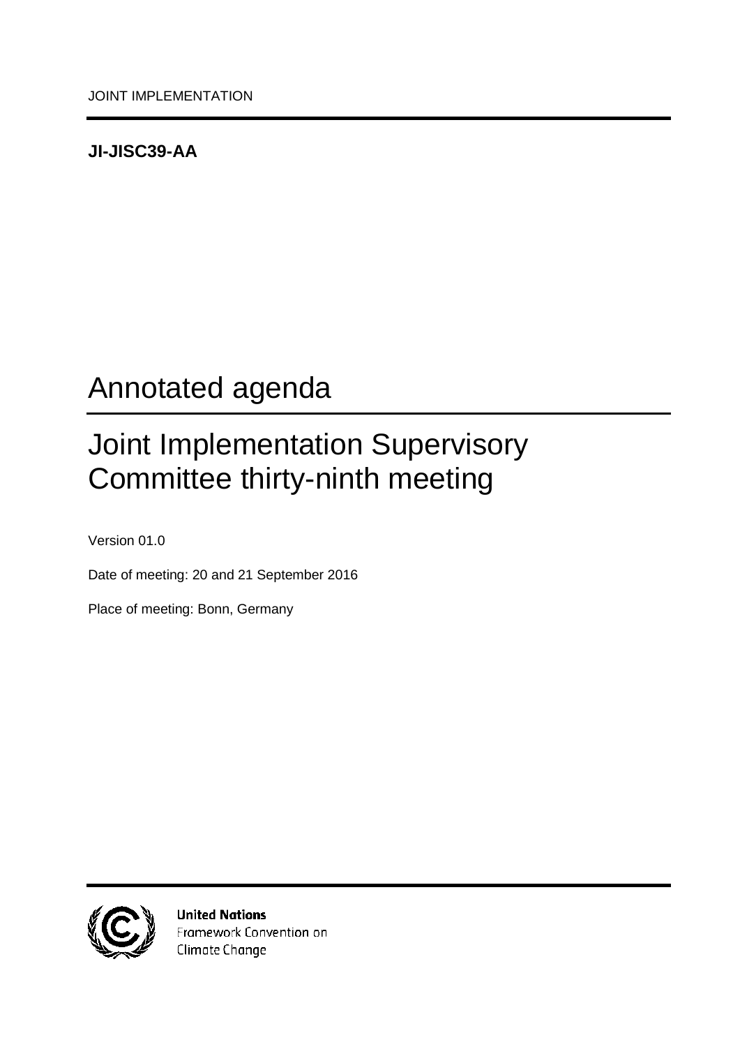JOINT IMPLEMENTATION

**JI-JISC39-AA**

# Annotated agenda

# Joint Implementation Supervisory Committee thirty-ninth meeting

Version 01.0

Date of meeting: 20 and 21 September 2016

Place of meeting: Bonn, Germany

**United Nations**
Framework Convention on
Climate Change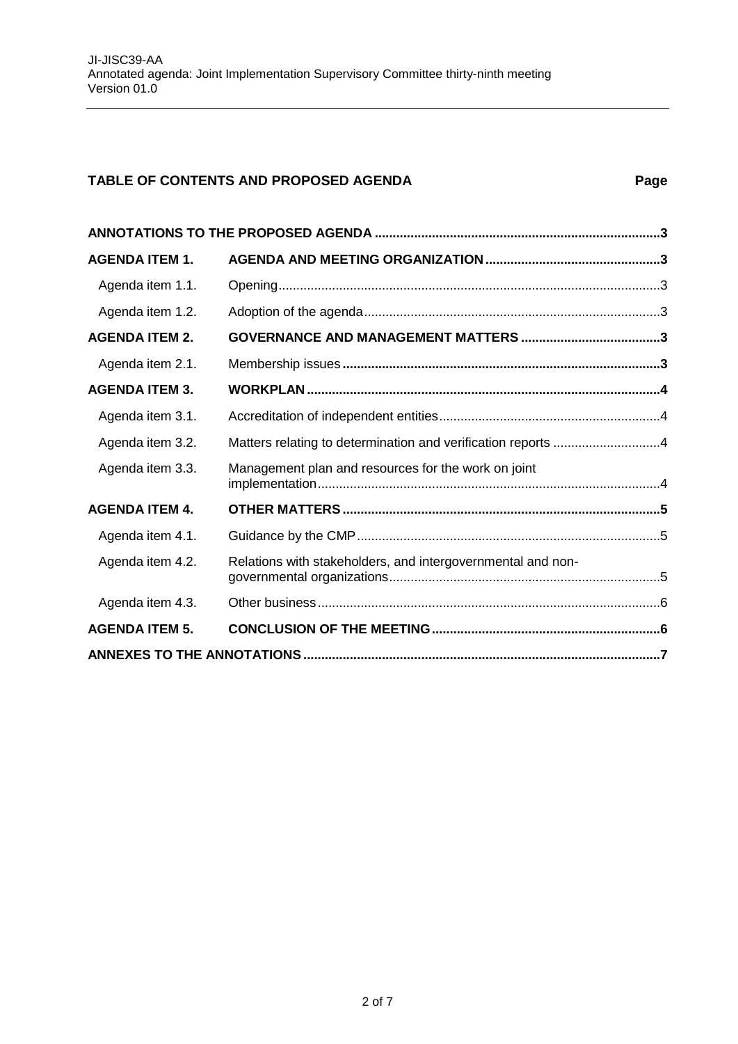## TABLE OF CONTENTS AND PROPOSED AGENDA

| | | Page |
|---|---|---|
| **ANNOTATIONS TO THE PROPOSED AGENDA** | | **3** |
| **AGENDA ITEM 1.** | **AGENDA AND MEETING ORGANIZATION** | **3** |
| Agenda item 1.1. | Opening | 3 |
| Agenda item 1.2. | Adoption of the agenda | 3 |
| **AGENDA ITEM 2.** | **GOVERNANCE AND MANAGEMENT MATTERS** | **3** |
| Agenda item 2.1. | Membership issues | **3** |
| **AGENDA ITEM 3.** | **WORKPLAN** | **4** |
| Agenda item 3.1. | Accreditation of independent entities | 4 |
| Agenda item 3.2. | Matters relating to determination and verification reports | 4 |
| Agenda item 3.3. | Management plan and resources for the work on joint implementation | 4 |
| **AGENDA ITEM 4.** | **OTHER MATTERS** | **5** |
| Agenda item 4.1. | Guidance by the CMP | 5 |
| Agenda item 4.2. | Relations with stakeholders, and intergovernmental and non-governmental organizations | 5 |
| Agenda item 4.3. | Other business | 6 |
| **AGENDA ITEM 5.** | **CONCLUSION OF THE MEETING** | **6** |
| **ANNEXES TO THE ANNOTATIONS** | | **7** |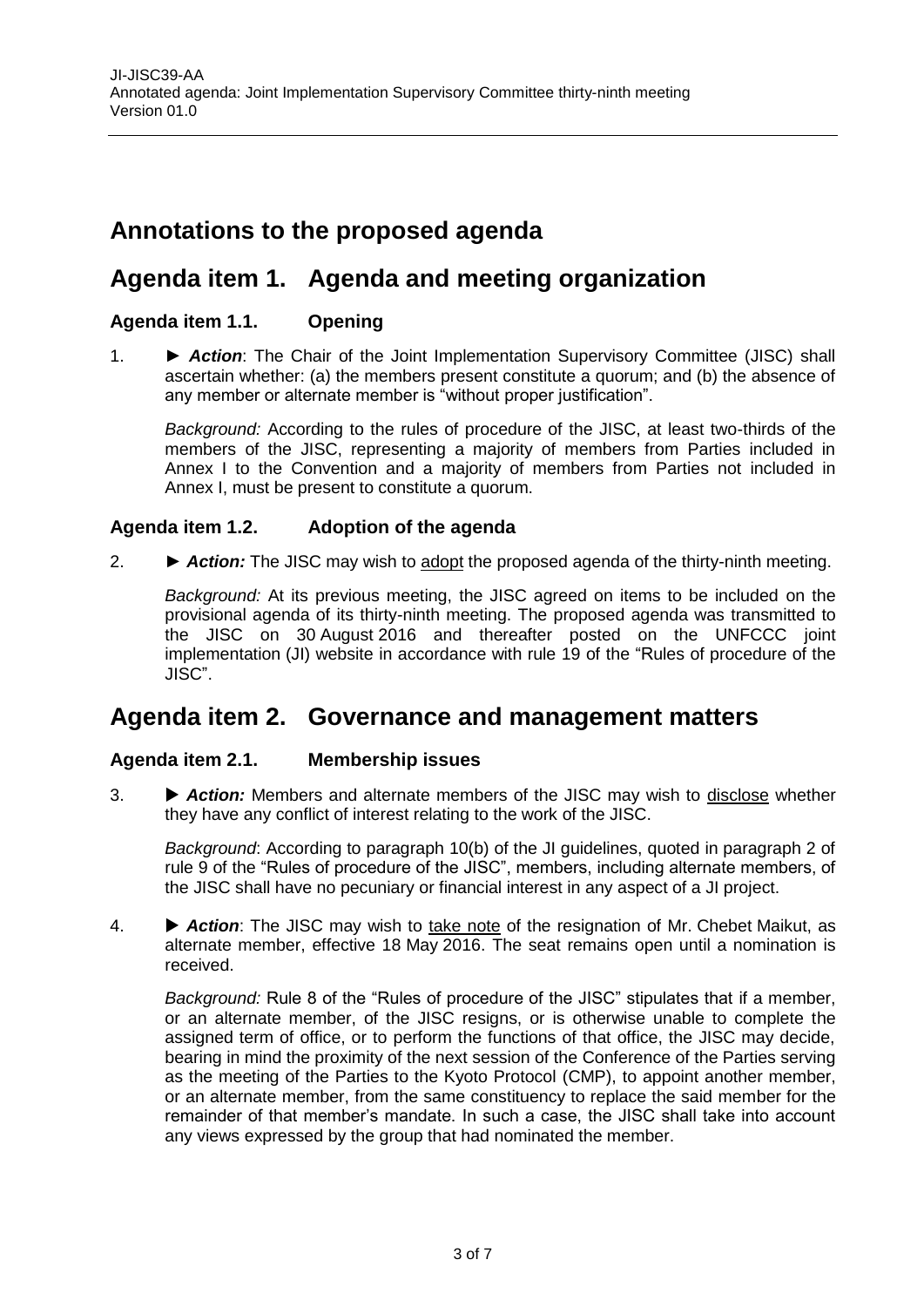# Annotations to the proposed agenda

# Agenda item 1. Agenda and meeting organization

### Agenda item 1.1. Opening

1. ► ***Action***: The Chair of the Joint Implementation Supervisory Committee (JISC) shall ascertain whether: (a) the members present constitute a quorum; and (b) the absence of any member or alternate member is "without proper justification".

   *Background:* According to the rules of procedure of the JISC, at least two-thirds of the members of the JISC, representing a majority of members from Parties included in Annex I to the Convention and a majority of members from Parties not included in Annex I, must be present to constitute a quorum.

### Agenda item 1.2. Adoption of the agenda

2. ► ***Action:*** The JISC may wish to adopt the proposed agenda of the thirty-ninth meeting.

   *Background:* At its previous meeting, the JISC agreed on items to be included on the provisional agenda of its thirty-ninth meeting. The proposed agenda was transmitted to the JISC on 30 August 2016 and thereafter posted on the UNFCCC joint implementation (JI) website in accordance with rule 19 of the "Rules of procedure of the JISC".

# Agenda item 2. Governance and management matters

### Agenda item 2.1. Membership issues

3. ► ***Action:*** Members and alternate members of the JISC may wish to disclose whether they have any conflict of interest relating to the work of the JISC.

   *Background*: According to paragraph 10(b) of the JI guidelines, quoted in paragraph 2 of rule 9 of the "Rules of procedure of the JISC", members, including alternate members, of the JISC shall have no pecuniary or financial interest in any aspect of a JI project.

4. ► ***Action***: The JISC may wish to take note of the resignation of Mr. Chebet Maikut, as alternate member, effective 18 May 2016. The seat remains open until a nomination is received.

   *Background:* Rule 8 of the "Rules of procedure of the JISC" stipulates that if a member, or an alternate member, of the JISC resigns, or is otherwise unable to complete the assigned term of office, or to perform the functions of that office, the JISC may decide, bearing in mind the proximity of the next session of the Conference of the Parties serving as the meeting of the Parties to the Kyoto Protocol (CMP), to appoint another member, or an alternate member, from the same constituency to replace the said member for the remainder of that member's mandate. In such a case, the JISC shall take into account any views expressed by the group that had nominated the member.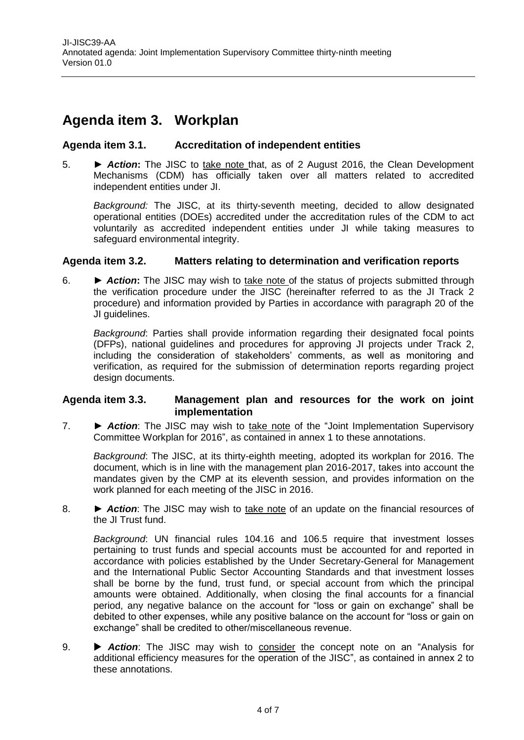# Agenda item 3. Workplan

## Agenda item 3.1. Accreditation of independent entities

5. ► ***Action*:** The JISC to take note that, as of 2 August 2016, the Clean Development Mechanisms (CDM) has officially taken over all matters related to accredited independent entities under JI.

   *Background:* The JISC, at its thirty-seventh meeting, decided to allow designated operational entities (DOEs) accredited under the accreditation rules of the CDM to act voluntarily as accredited independent entities under JI while taking measures to safeguard environmental integrity.

## Agenda item 3.2. Matters relating to determination and verification reports

6. ► ***Action*:** The JISC may wish to take note of the status of projects submitted through the verification procedure under the JISC (hereinafter referred to as the JI Track 2 procedure) and information provided by Parties in accordance with paragraph 20 of the JI guidelines.

   *Background*: Parties shall provide information regarding their designated focal points (DFPs), national guidelines and procedures for approving JI projects under Track 2, including the consideration of stakeholders' comments, as well as monitoring and verification, as required for the submission of determination reports regarding project design documents.

## Agenda item 3.3. Management plan and resources for the work on joint implementation

7. ► ***Action***: The JISC may wish to take note of the "Joint Implementation Supervisory Committee Workplan for 2016", as contained in annex 1 to these annotations.

   *Background*: The JISC, at its thirty-eighth meeting, adopted its workplan for 2016. The document, which is in line with the management plan 2016-2017, takes into account the mandates given by the CMP at its eleventh session, and provides information on the work planned for each meeting of the JISC in 2016.

8. ► ***Action***: The JISC may wish to take note of an update on the financial resources of the JI Trust fund.

   *Background*: UN financial rules 104.16 and 106.5 require that investment losses pertaining to trust funds and special accounts must be accounted for and reported in accordance with policies established by the Under Secretary-General for Management and the International Public Sector Accounting Standards and that investment losses shall be borne by the fund, trust fund, or special account from which the principal amounts were obtained. Additionally, when closing the final accounts for a financial period, any negative balance on the account for "loss or gain on exchange" shall be debited to other expenses, while any positive balance on the account for "loss or gain on exchange" shall be credited to other/miscellaneous revenue.

9. ► ***Action***: The JISC may wish to consider the concept note on an "Analysis for additional efficiency measures for the operation of the JISC", as contained in annex 2 to these annotations.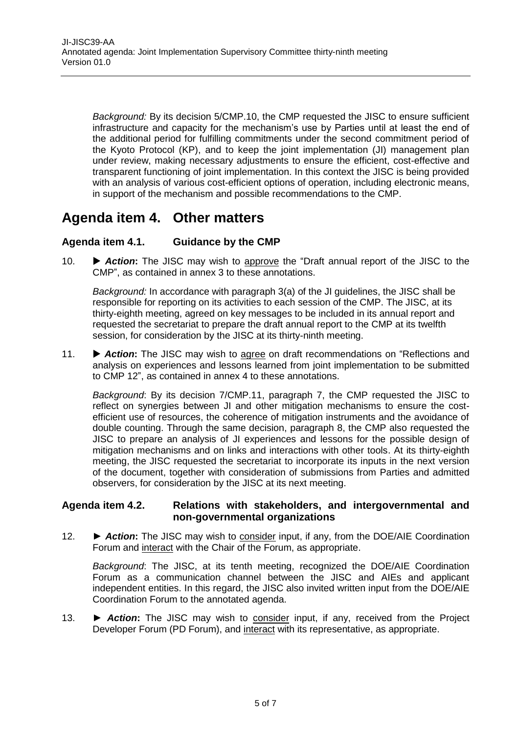*Background:* By its decision 5/CMP.10, the CMP requested the JISC to ensure sufficient infrastructure and capacity for the mechanism's use by Parties until at least the end of the additional period for fulfilling commitments under the second commitment period of the Kyoto Protocol (KP), and to keep the joint implementation (JI) management plan under review, making necessary adjustments to ensure the efficient, cost-effective and transparent functioning of joint implementation. In this context the JISC is being provided with an analysis of various cost-efficient options of operation, including electronic means, in support of the mechanism and possible recommendations to the CMP.

# Agenda item 4. Other matters

## Agenda item 4.1. Guidance by the CMP

10. ► ***Action*:** The JISC may wish to approve the "Draft annual report of the JISC to the CMP", as contained in annex 3 to these annotations.

    *Background:* In accordance with paragraph 3(a) of the JI guidelines, the JISC shall be responsible for reporting on its activities to each session of the CMP. The JISC, at its thirty-eighth meeting, agreed on key messages to be included in its annual report and requested the secretariat to prepare the draft annual report to the CMP at its twelfth session, for consideration by the JISC at its thirty-ninth meeting.

11. ► ***Action*:** The JISC may wish to agree on draft recommendations on "Reflections and analysis on experiences and lessons learned from joint implementation to be submitted to CMP 12", as contained in annex 4 to these annotations.

    *Background*: By its decision 7/CMP.11, paragraph 7, the CMP requested the JISC to reflect on synergies between JI and other mitigation mechanisms to ensure the cost-efficient use of resources, the coherence of mitigation instruments and the avoidance of double counting. Through the same decision, paragraph 8, the CMP also requested the JISC to prepare an analysis of JI experiences and lessons for the possible design of mitigation mechanisms and on links and interactions with other tools. At its thirty-eighth meeting, the JISC requested the secretariat to incorporate its inputs in the next version of the document, together with consideration of submissions from Parties and admitted observers, for consideration by the JISC at its next meeting.

## Agenda item 4.2. Relations with stakeholders, and intergovernmental and non-governmental organizations

12. ► ***Action*:** The JISC may wish to consider input, if any, from the DOE/AIE Coordination Forum and interact with the Chair of the Forum, as appropriate.

    *Background*: The JISC, at its tenth meeting, recognized the DOE/AIE Coordination Forum as a communication channel between the JISC and AIEs and applicant independent entities. In this regard, the JISC also invited written input from the DOE/AIE Coordination Forum to the annotated agenda.

13. ► ***Action*:** The JISC may wish to consider input, if any, received from the Project Developer Forum (PD Forum), and interact with its representative, as appropriate.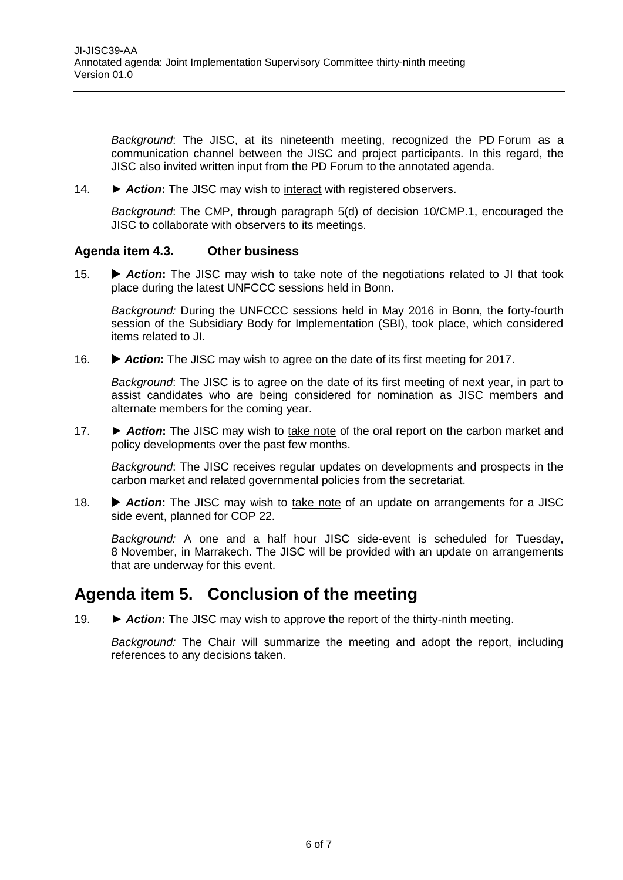*Background*: The JISC, at its nineteenth meeting, recognized the PD Forum as a communication channel between the JISC and project participants. In this regard, the JISC also invited written input from the PD Forum to the annotated agenda.

14. ► ***Action*:** The JISC may wish to interact with registered observers.

    *Background*: The CMP, through paragraph 5(d) of decision 10/CMP.1, encouraged the JISC to collaborate with observers to its meetings.

### Agenda item 4.3. Other business

15. ► ***Action*:** The JISC may wish to take note of the negotiations related to JI that took place during the latest UNFCCC sessions held in Bonn.

    *Background:* During the UNFCCC sessions held in May 2016 in Bonn, the forty-fourth session of the Subsidiary Body for Implementation (SBI), took place, which considered items related to JI.

16. ► ***Action*:** The JISC may wish to agree on the date of its first meeting for 2017.

    *Background*: The JISC is to agree on the date of its first meeting of next year, in part to assist candidates who are being considered for nomination as JISC members and alternate members for the coming year.

17. ► ***Action*:** The JISC may wish to take note of the oral report on the carbon market and policy developments over the past few months.

    *Background*: The JISC receives regular updates on developments and prospects in the carbon market and related governmental policies from the secretariat.

18. ► ***Action*:** The JISC may wish to take note of an update on arrangements for a JISC side event, planned for COP 22.

    *Background:* A one and a half hour JISC side-event is scheduled for Tuesday, 8 November, in Marrakech. The JISC will be provided with an update on arrangements that are underway for this event.

## Agenda item 5. Conclusion of the meeting

19. ► ***Action*:** The JISC may wish to approve the report of the thirty-ninth meeting.

    *Background:* The Chair will summarize the meeting and adopt the report, including references to any decisions taken.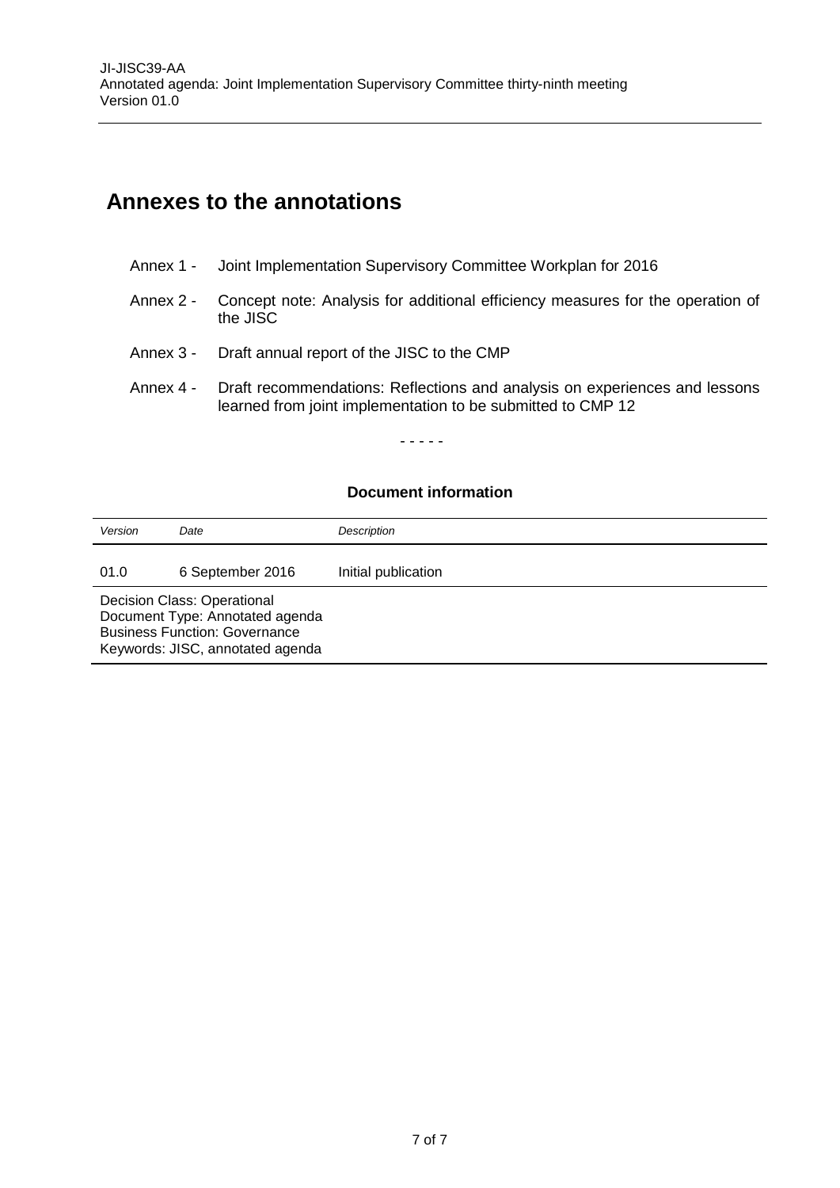## Annexes to the annotations

Annex 1 - Joint Implementation Supervisory Committee Workplan for 2016

Annex 2 - Concept note: Analysis for additional efficiency measures for the operation of the JISC

Annex 3 - Draft annual report of the JISC to the CMP

Annex 4 - Draft recommendations: Reflections and analysis on experiences and lessons learned from joint implementation to be submitted to CMP 12

- - - - -

### Document information

| *Version* | *Date* | *Description* |
|---|---|---|
| 01.0 | 6 September 2016 | Initial publication |

Decision Class: Operational
Document Type: Annotated agenda
Business Function: Governance
Keywords: JISC, annotated agenda